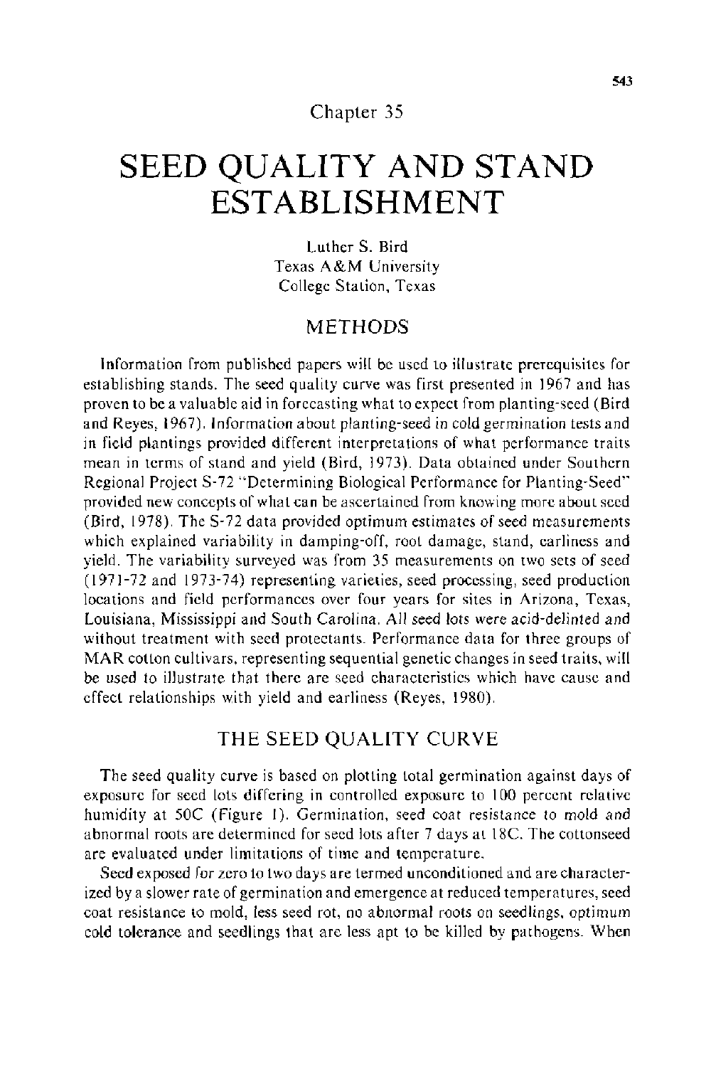Chapter 35

# SEED QUALITY AND STAND ESTABLISHMENT

Luther S. Bird
Texas A&M University
College Station, Texas

## METHODS

Information from published papers will be used to illustrate prerequisites for establishing stands. The seed quality curve was first presented in 1967 and has proven to be a valuable aid in forecasting what to expect from planting-seed (Bird and Reyes, 1967). Information about planting-seed in cold germination tests and in field plantings provided different interpretations of what performance traits mean in terms of stand and yield (Bird, 1973). Data obtained under Southern Regional Project S-72 "Determining Biological Performance for Planting-Seed" provided new concepts of what can be ascertained from knowing more about seed (Bird, 1978). The S-72 data provided optimum estimates of seed measurements which explained variability in damping-off, root damage, stand, earliness and yield. The variability surveyed was from 35 measurements on two sets of seed (1971-72 and 1973-74) representing varieties, seed processing, seed production locations and field performances over four years for sites in Arizona, Texas, Louisiana, Mississippi and South Carolina. All seed lots were acid-delinted and without treatment with seed protectants. Performance data for three groups of MAR cotton cultivars, representing sequential genetic changes in seed traits, will be used to illustrate that there are seed characteristics which have cause and effect relationships with yield and earliness (Reyes, 1980).

## THE SEED QUALITY CURVE

The seed quality curve is based on plotting total germination against days of exposure for seed lots differing in controlled exposure to 100 percent relative humidity at 50C (Figure 1). Germination, seed coat resistance to mold and abnormal roots are determined for seed lots after 7 days at 18C. The cottonseed are evaluated under limitations of time and temperature.

Seed exposed for zero to two days are termed unconditioned and are characterized by a slower rate of germination and emergence at reduced temperatures, seed coat resistance to mold, less seed rot, no abnormal roots on seedlings, optimum cold tolerance and seedlings that are less apt to be killed by pathogens. When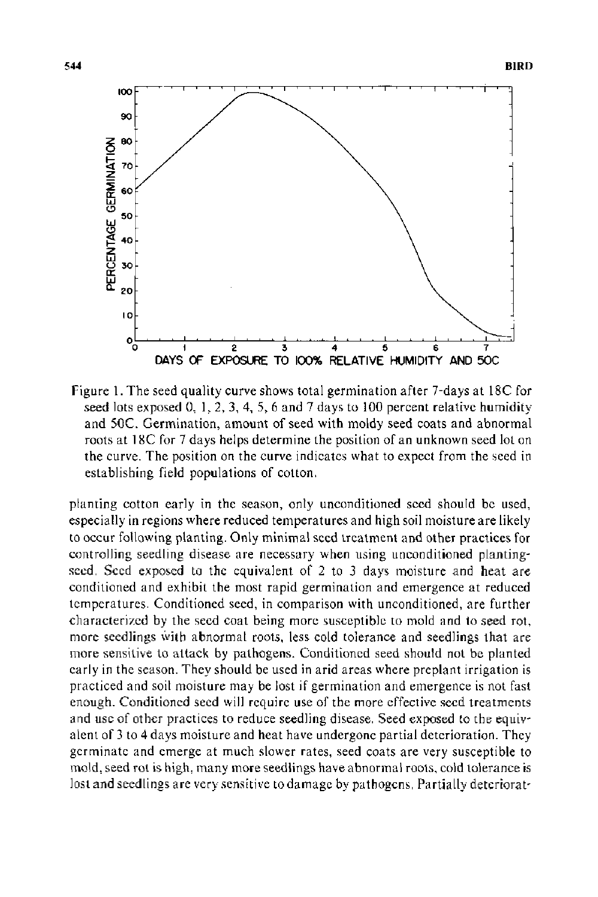Figure 1. The seed quality curve shows total germination after 7-days at 18C for seed lots exposed 0, 1, 2, 3, 4, 5, 6 and 7 days to 100 percent relative humidity and 50C. Germination, amount of seed with moldy seed coats and abnormal roots at 18C for 7 days helps determine the position of an unknown seed lot on the curve. The position on the curve indicates what to expect from the seed in establishing field populations of cotton.

planting cotton early in the season, only unconditioned seed should be used, especially in regions where reduced temperatures and high soil moisture are likely to occur following planting. Only minimal seed treatment and other practices for controlling seedling disease are necessary when using unconditioned planting-seed. Seed exposed to the equivalent of 2 to 3 days moisture and heat are conditioned and exhibit the most rapid germination and emergence at reduced temperatures. Conditioned seed, in comparison with unconditioned, are further characterized by the seed coat being more susceptible to mold and to seed rot, more seedlings with abnormal roots, less cold tolerance and seedlings that are more sensitive to attack by pathogens. Conditioned seed should not be planted early in the season. They should be used in arid areas where preplant irrigation is practiced and soil moisture may be lost if germination and emergence is not fast enough. Conditioned seed will require use of the more effective seed treatments and use of other practices to reduce seedling disease. Seed exposed to the equivalent of 3 to 4 days moisture and heat have undergone partial deterioration. They germinate and emerge at much slower rates, seed coats are very susceptible to mold, seed rot is high, many more seedlings have abnormal roots, cold tolerance is lost and seedlings are very sensitive to damage by pathogens. Partially deteriorat-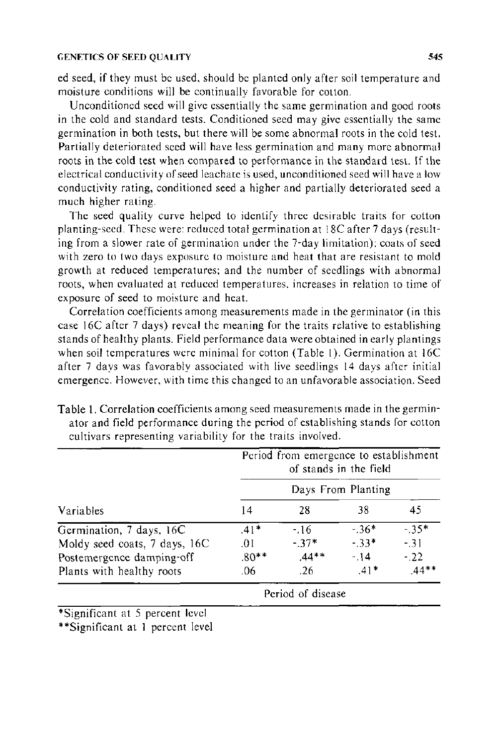ed seed, if they must be used, should be planted only after soil temperature and moisture conditions will be continually favorable for cotton.

Unconditioned seed will give essentially the same germination and good roots in the cold and standard tests. Conditioned seed may give essentially the same germination in both tests, but there will be some abnormal roots in the cold test. Partially deteriorated seed will have less germination and many more abnormal roots in the cold test when compared to performance in the standard test. If the electrical conductivity of seed leachate is used, unconditioned seed will have a low conductivity rating, conditioned seed a higher and partially deteriorated seed a much higher rating.

The seed quality curve helped to identify three desirable traits for cotton planting-seed. These were: reduced total germination at 18C after 7 days (resulting from a slower rate of germination under the 7-day limitation); coats of seed with zero to two days exposure to moisture and heat that are resistant to mold growth at reduced temperatures; and the number of seedlings with abnormal roots, when evaluated at reduced temperatures, increases in relation to time of exposure of seed to moisture and heat.

Correlation coefficients among measurements made in the germinator (in this case 16C after 7 days) reveal the meaning for the traits relative to establishing stands of healthy plants. Field performance data were obtained in early plantings when soil temperatures were minimal for cotton (Table 1). Germination at 16C after 7 days was favorably associated with live seedlings 14 days after initial emergence. However, with time this changed to an unfavorable association. Seed

Table 1. Correlation coefficients among seed measurements made in the germinator and field performance during the period of establishing stands for cotton cultivars representing variability for the traits involved.

| | Period from emergence to establishment of stands in the field | | | |
|---|---|---|---|---|
| | Days From Planting | | | |
| Variables | 14 | 28 | 38 | 45 |
| Germination, 7 days, 16C | .41* | -.16 | -.36* | -.35* |
| Moldy seed coats, 7 days, 16C | .01 | -.37* | -.33* | -.31 |
| Postemergence damping-off | .80** | .44** | -.14 | -.22 |
| Plants with healthy roots | .06 | .26 | .41* | .44** |
| | Period of disease | | | |

*Significant at 5 percent level

**Significant at 1 percent level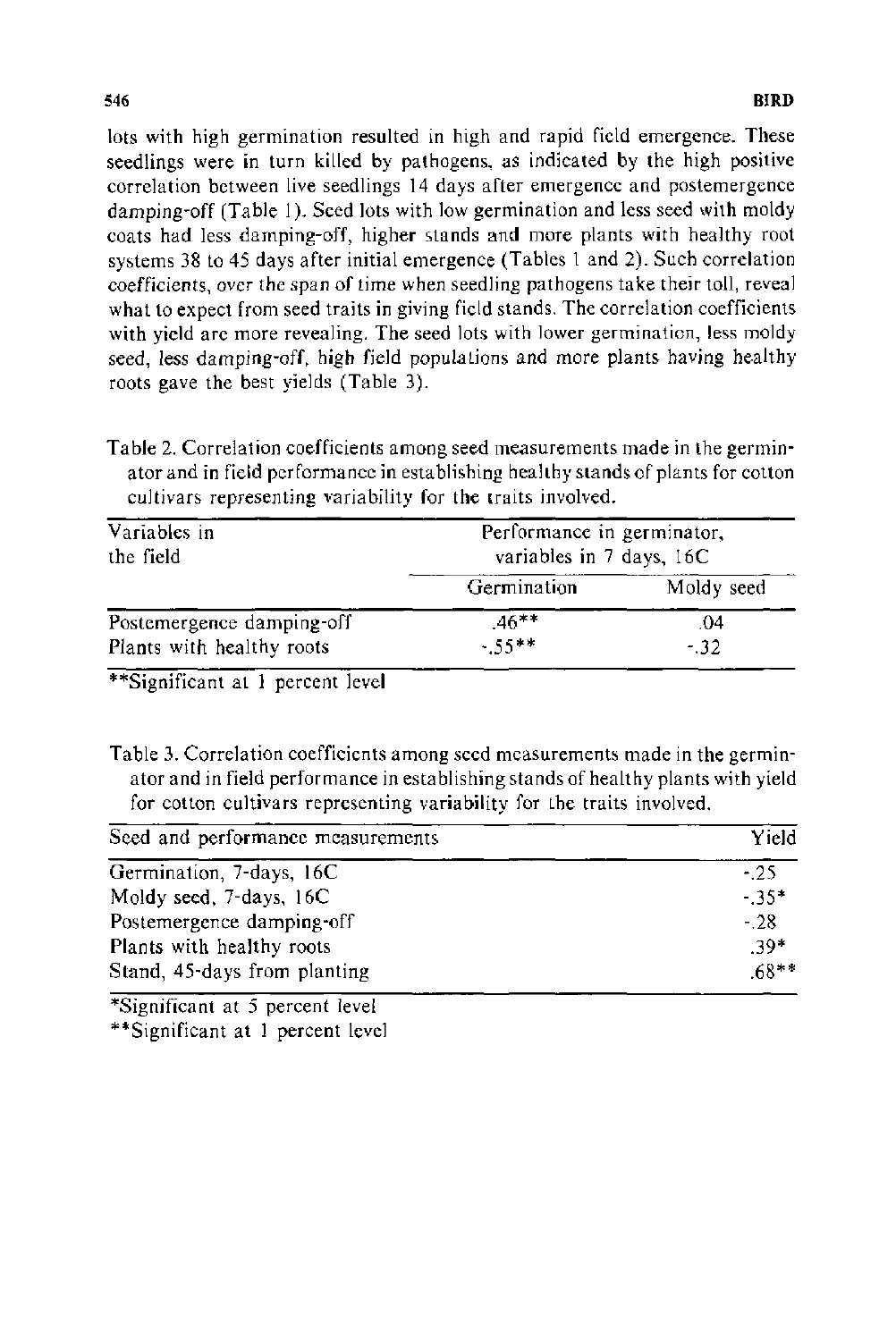lots with high germination resulted in high and rapid field emergence. These seedlings were in turn killed by pathogens, as indicated by the high positive correlation between live seedlings 14 days after emergence and postemergence damping-off (Table 1). Seed lots with low germination and less seed with moldy coats had less damping-off, higher stands and more plants with healthy root systems 38 to 45 days after initial emergence (Tables 1 and 2). Such correlation coefficients, over the span of time when seedling pathogens take their toll, reveal what to expect from seed traits in giving field stands. The correlation coefficients with yield are more revealing. The seed lots with lower germination, less moldy seed, less damping-off, high field populations and more plants having healthy roots gave the best yields (Table 3).

Table 2. Correlation coefficients among seed measurements made in the germinator and in field performance in establishing healthy stands of plants for cotton cultivars representing variability for the traits involved.

| Variables in the field | Performance in germinator, variables in 7 days, 16C | |
|---|---|---|
| | Germination | Moldy seed |
| Postemergence damping-off | .46** | .04 |
| Plants with healthy roots | -.55** | -.32 |

**Significant at 1 percent level

Table 3. Correlation coefficients among seed measurements made in the germinator and in field performance in establishing stands of healthy plants with yield for cotton cultivars representing variability for the traits involved.

| Seed and performance measurements | Yield |
|---|---|
| Germination, 7-days, 16C | -.25 |
| Moldy seed, 7-days, 16C | -.35* |
| Postemergence damping-off | -.28 |
| Plants with healthy roots | .39* |
| Stand, 45-days from planting | .68** |

*Significant at 5 percent level

**Significant at 1 percent level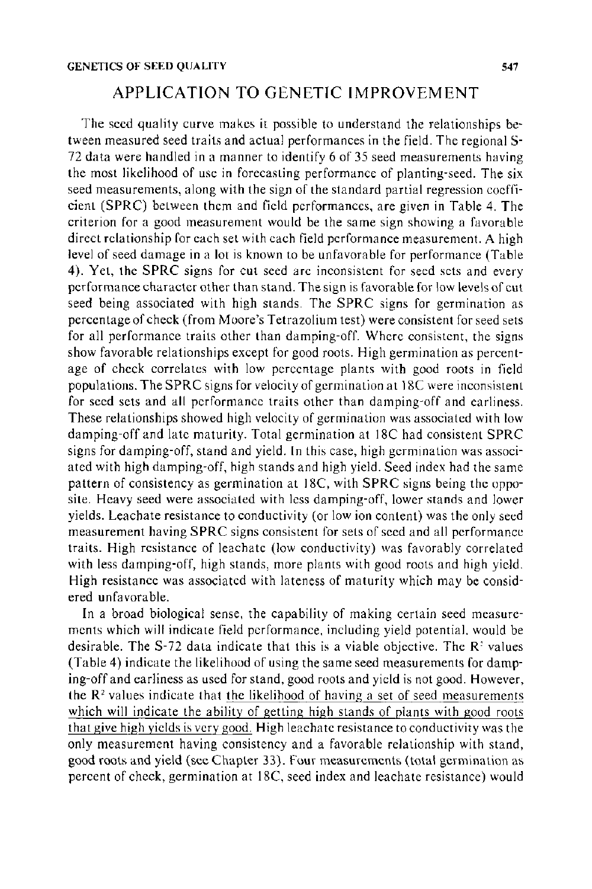## APPLICATION TO GENETIC IMPROVEMENT

The seed quality curve makes it possible to understand the relationships between measured seed traits and actual performances in the field. The regional S-72 data were handled in a manner to identify 6 of 35 seed measurements having the most likelihood of use in forecasting performance of planting-seed. The six seed measurements, along with the sign of the standard partial regression coefficient (SPRC) between them and field performances, are given in Table 4. The criterion for a good measurement would be the same sign showing a favorable direct relationship for each set with each field performance measurement. A high level of seed damage in a lot is known to be unfavorable for performance (Table 4). Yet, the SPRC signs for cut seed are inconsistent for seed sets and every performance character other than stand. The sign is favorable for low levels of cut seed being associated with high stands. The SPRC signs for germination as percentage of check (from Moore's Tetrazolium test) were consistent for seed sets for all performance traits other than damping-off. Where consistent, the signs show favorable relationships except for good roots. High germination as percentage of check correlates with low percentage plants with good roots in field populations. The SPRC signs for velocity of germination at 18C were inconsistent for seed sets and all performance traits other than damping-off and earliness. These relationships showed high velocity of germination was associated with low damping-off and late maturity. Total germination at 18C had consistent SPRC signs for damping-off, stand and yield. In this case, high germination was associated with high damping-off, high stands and high yield. Seed index had the same pattern of consistency as germination at 18C, with SPRC signs being the opposite. Heavy seed were associated with less damping-off, lower stands and lower yields. Leachate resistance to conductivity (or low ion content) was the only seed measurement having SPRC signs consistent for sets of seed and all performance traits. High resistance of leachate (low conductivity) was favorably correlated with less damping-off, high stands, more plants with good roots and high yield. High resistance was associated with lateness of maturity which may be considered unfavorable.

In a broad biological sense, the capability of making certain seed measurements which will indicate field performance, including yield potential, would be desirable. The S-72 data indicate that this is a viable objective. The $R^2$ values (Table 4) indicate the likelihood of using the same seed measurements for damping-off and earliness as used for stand, good roots and yield is not good. However, the $R^2$ values indicate that the likelihood of having a set of seed measurements which will indicate the ability of getting high stands of plants with good roots that give high yields is very good. High leachate resistance to conductivity was the only measurement having consistency and a favorable relationship with stand, good roots and yield (see Chapter 33). Four measurements (total germination as percent of check, germination at 18C, seed index and leachate resistance) would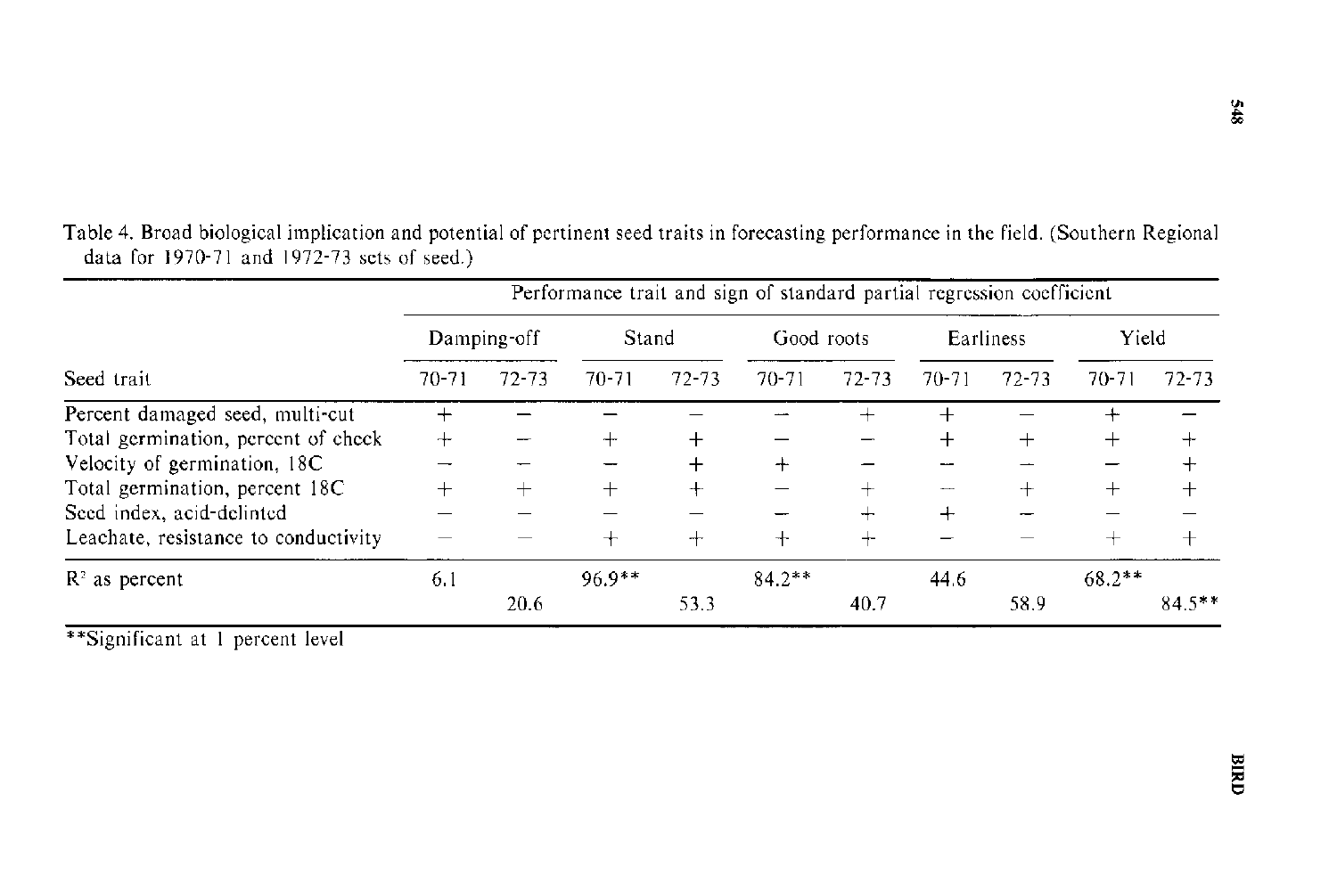Table 4. Broad biological implication and potential of pertinent seed traits in forecasting performance in the field. (Southern Regional data for 1970-71 and 1972-73 sets of seed.)

| Seed trait | Performance trait and sign of standard partial regression coefficient | | | | | | | | | |
|---|---|---|---|---|---|---|---|---|---|---|
| | Damping-off | | Stand | | Good roots | | Earliness | | Yield | |
| | 70-71 | 72-73 | 70-71 | 72-73 | 70-71 | 72-73 | 70-71 | 72-73 | 70-71 | 72-73 |
| Percent damaged seed, multi-cut | + | − | − | − | − | + | + | − | + | − |
| Total germination, percent of check | + | − | + | + | − | − | + | + | + | + |
| Velocity of germination, 18C | − | − | − | + | + | − | − | − | − | + |
| Total germination, percent 18C | + | + | + | + | − | + | − | + | + | + |
| Seed index, acid-delinted | − | − | − | − | − | + | + | − | − | − |
| Leachate, resistance to conductivity | − | − | + | + | + | + | − | − | + | + |
| $R^2$ as percent | 6.1 | 20.6 | 96.9** | 53.3 | 84.2** | 40.7 | 44.6 | 58.9 | 68.2** | 84.5** |

**Significant at 1 percent level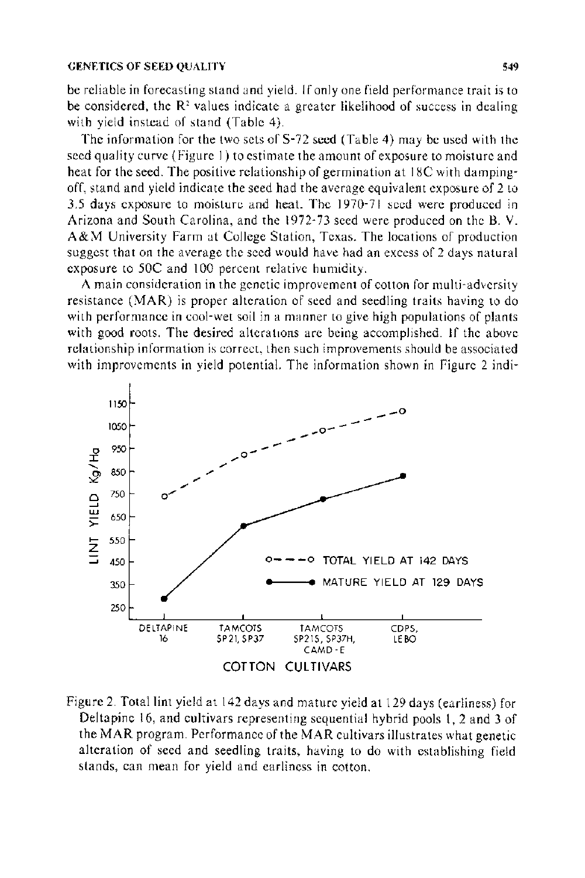be reliable in forecasting stand and yield. If only one field performance trait is to be considered, the $R^2$ values indicate a greater likelihood of success in dealing with yield instead of stand (Table 4).

The information for the two sets of S-72 seed (Table 4) may be used with the seed quality curve (Figure 1) to estimate the amount of exposure to moisture and heat for the seed. The positive relationship of germination at 18C with damping-off, stand and yield indicate the seed had the average equivalent exposure of 2 to 3.5 days exposure to moisture and heat. The 1970-71 seed were produced in Arizona and South Carolina, and the 1972-73 seed were produced on the B. V. A&M University Farm at College Station, Texas. The locations of production suggest that on the average the seed would have had an excess of 2 days natural exposure to 50C and 100 percent relative humidity.

A main consideration in the genetic improvement of cotton for multi-adversity resistance (MAR) is proper alteration of seed and seedling traits having to do with performance in cool-wet soil in a manner to give high populations of plants with good roots. The desired alterations are being accomplished. If the above relationship information is correct, then such improvements should be associated with improvements in yield potential. The information shown in Figure 2 indi-

Figure 2. Total lint yield at 142 days and mature yield at 129 days (earliness) for Deltapine 16, and cultivars representing sequential hybrid pools 1, 2 and 3 of the MAR program. Performance of the MAR cultivars illustrates what genetic alteration of seed and seedling traits, having to do with establishing field stands, can mean for yield and earliness in cotton.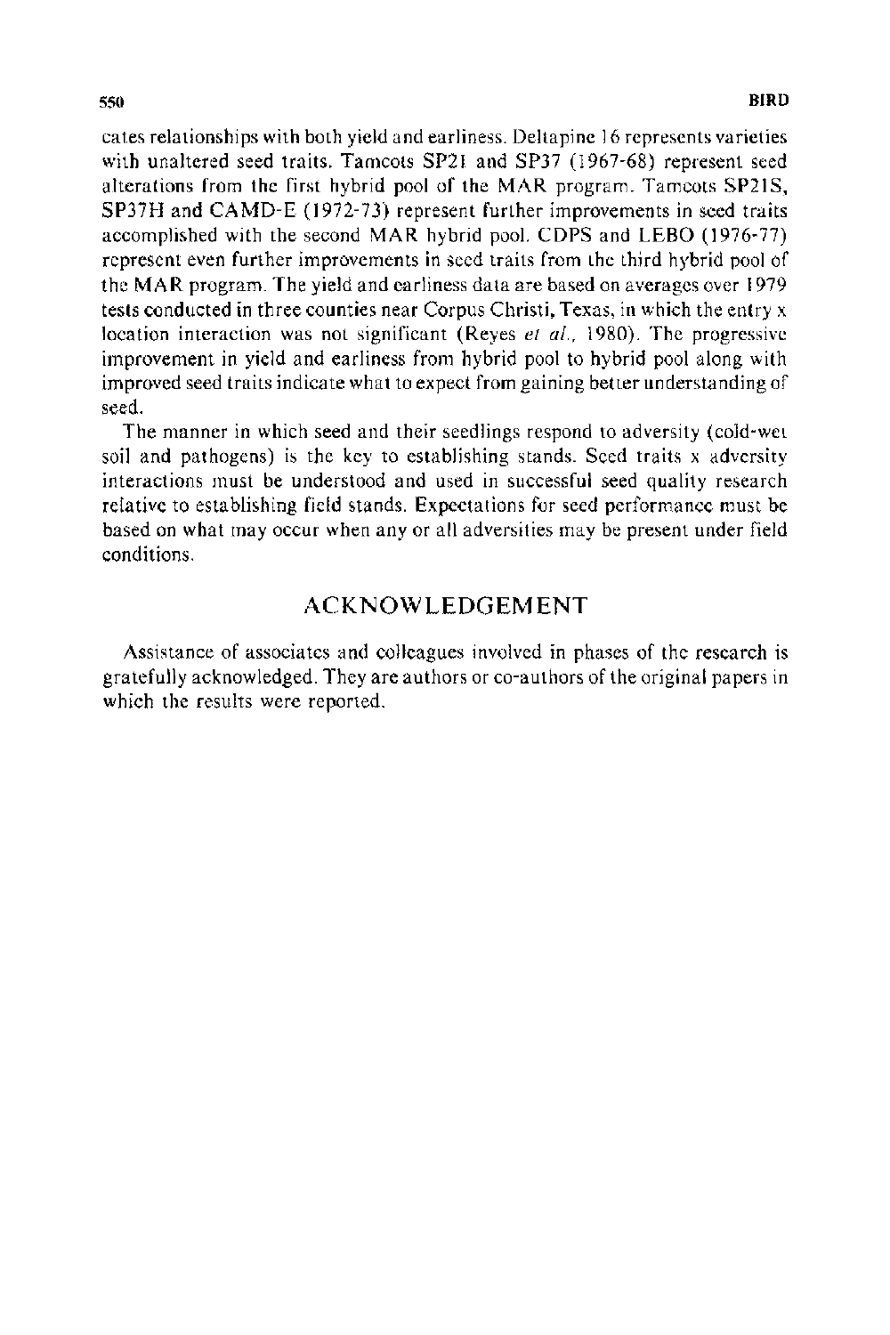cates relationships with both yield and earliness. Deltapine 16 represents varieties with unaltered seed traits. Tamcots SP21 and SP37 (1967-68) represent seed alterations from the first hybrid pool of the MAR program. Tamcots SP21S, SP37H and CAMD-E (1972-73) represent further improvements in seed traits accomplished with the second MAR hybrid pool. CDPS and LEBO (1976-77) represent even further improvements in seed traits from the third hybrid pool of the MAR program. The yield and earliness data are based on averages over 1979 tests conducted in three counties near Corpus Christi, Texas, in which the entry x location interaction was not significant (Reyes *et al.*, 1980). The progressive improvement in yield and earliness from hybrid pool to hybrid pool along with improved seed traits indicate what to expect from gaining better understanding of seed.

The manner in which seed and their seedlings respond to adversity (cold-wet soil and pathogens) is the key to establishing stands. Seed traits x adversity interactions must be understood and used in successful seed quality research relative to establishing field stands. Expectations for seed performance must be based on what may occur when any or all adversities may be present under field conditions.

## ACKNOWLEDGEMENT

Assistance of associates and colleagues involved in phases of the research is gratefully acknowledged. They are authors or co-authors of the original papers in which the results were reported.